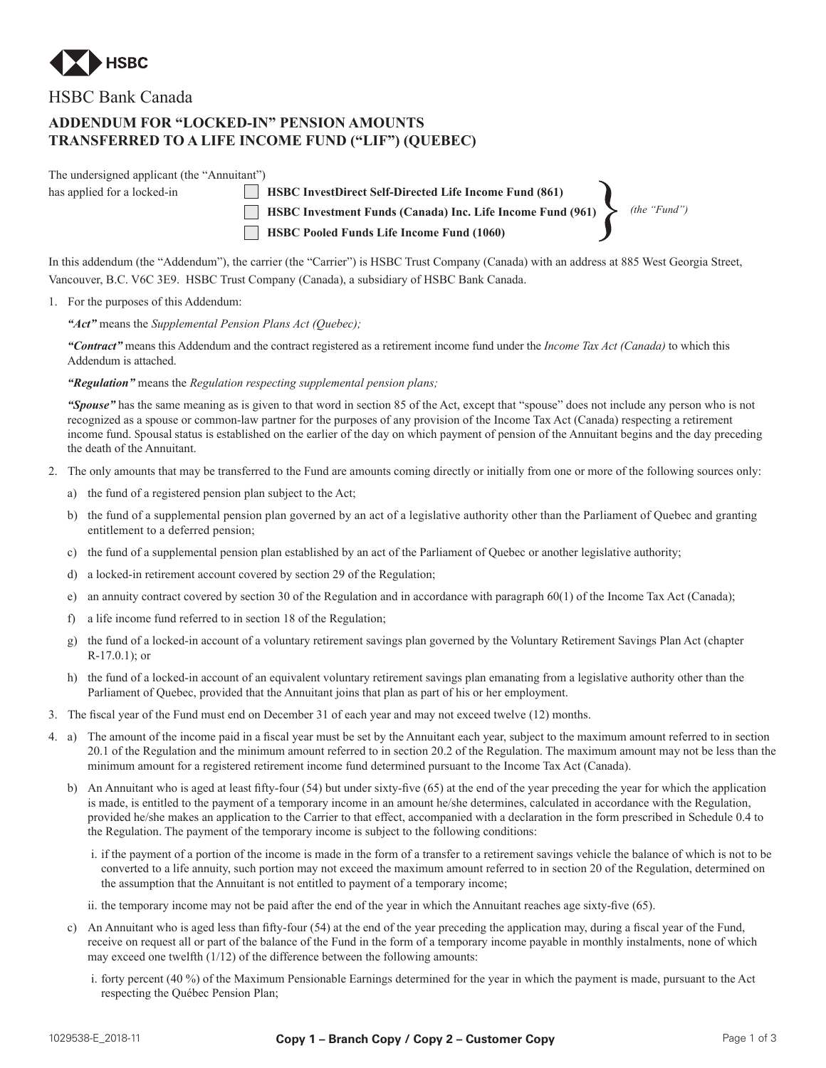HSBC

HSBC Bank Canada

## ADDENDUM FOR "LOCKED-IN" PENSION AMOUNTS TRANSFERRED TO A LIFE INCOME FUND ("LIF") (QUEBEC)

The undersigned applicant (the "Annuitant") has applied for a locked-in

- ☐ **HSBC InvestDirect Self-Directed Life Income Fund (861)**
- ☐ **HSBC Investment Funds (Canada) Inc. Life Income Fund (961)**
- ☐ **HSBC Pooled Funds Life Income Fund (1060)**

*(the "Fund")*

In this addendum (the "Addendum"), the carrier (the "Carrier") is HSBC Trust Company (Canada) with an address at 885 West Georgia Street, Vancouver, B.C. V6C 3E9. HSBC Trust Company (Canada), a subsidiary of HSBC Bank Canada.

1. For the purposes of this Addendum:

   ***"Act"*** means the *Supplemental Pension Plans Act (Quebec);*

   ***"Contract"*** means this Addendum and the contract registered as a retirement income fund under the *Income Tax Act (Canada)* to which this Addendum is attached.

   ***"Regulation"*** means the *Regulation respecting supplemental pension plans;*

   ***"Spouse"*** has the same meaning as is given to that word in section 85 of the Act, except that "spouse" does not include any person who is not recognized as a spouse or common-law partner for the purposes of any provision of the Income Tax Act (Canada) respecting a retirement income fund. Spousal status is established on the earlier of the day on which payment of pension of the Annuitant begins and the day preceding the death of the Annuitant.

2. The only amounts that may be transferred to the Fund are amounts coming directly or initially from one or more of the following sources only:

   a) the fund of a registered pension plan subject to the Act;

   b) the fund of a supplemental pension plan governed by an act of a legislative authority other than the Parliament of Quebec and granting entitlement to a deferred pension;

   c) the fund of a supplemental pension plan established by an act of the Parliament of Quebec or another legislative authority;

   d) a locked-in retirement account covered by section 29 of the Regulation;

   e) an annuity contract covered by section 30 of the Regulation and in accordance with paragraph 60(1) of the Income Tax Act (Canada);

   f) a life income fund referred to in section 18 of the Regulation;

   g) the fund of a locked-in account of a voluntary retirement savings plan governed by the Voluntary Retirement Savings Plan Act (chapter R-17.0.1); or

   h) the fund of a locked-in account of an equivalent voluntary retirement savings plan emanating from a legislative authority other than the Parliament of Quebec, provided that the Annuitant joins that plan as part of his or her employment.

3. The fiscal year of the Fund must end on December 31 of each year and may not exceed twelve (12) months.

4. a) The amount of the income paid in a fiscal year must be set by the Annuitant each year, subject to the maximum amount referred to in section 20.1 of the Regulation and the minimum amount referred to in section 20.2 of the Regulation. The maximum amount may not be less than the minimum amount for a registered retirement income fund determined pursuant to the Income Tax Act (Canada).

   b) An Annuitant who is aged at least fifty-four (54) but under sixty-five (65) at the end of the year preceding the year for which the application is made, is entitled to the payment of a temporary income in an amount he/she determines, calculated in accordance with the Regulation, provided he/she makes an application to the Carrier to that effect, accompanied with a declaration in the form prescribed in Schedule 0.4 to the Regulation. The payment of the temporary income is subject to the following conditions:

      i. if the payment of a portion of the income is made in the form of a transfer to a retirement savings vehicle the balance of which is not to be converted to a life annuity, such portion may not exceed the maximum amount referred to in section 20 of the Regulation, determined on the assumption that the Annuitant is not entitled to payment of a temporary income;

      ii. the temporary income may not be paid after the end of the year in which the Annuitant reaches age sixty-five (65).

   c) An Annuitant who is aged less than fifty-four (54) at the end of the year preceding the application may, during a fiscal year of the Fund, receive on request all or part of the balance of the Fund in the form of a temporary income payable in monthly instalments, none of which may exceed one twelfth (1/12) of the difference between the following amounts:

      i. forty percent (40 %) of the Maximum Pensionable Earnings determined for the year in which the payment is made, pursuant to the Act respecting the Québec Pension Plan;

1029538-E_2018-11 **Copy 1 – Branch Copy / Copy 2 – Customer Copy**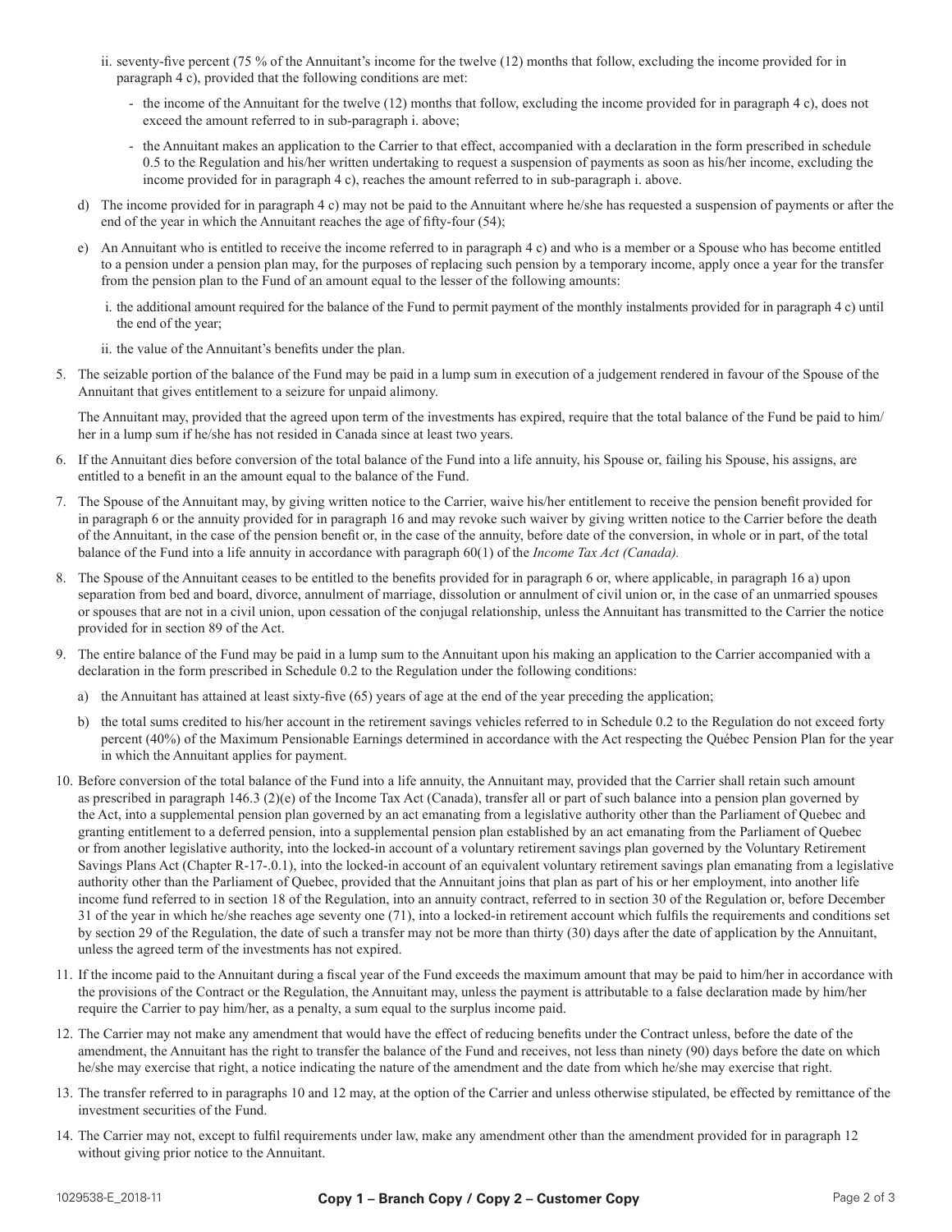ii. seventy-five percent (75 % of the Annuitant's income for the twelve (12) months that follow, excluding the income provided for in paragraph 4 c), provided that the following conditions are met:

      - the income of the Annuitant for the twelve (12) months that follow, excluding the income provided for in paragraph 4 c), does not exceed the amount referred to in sub-paragraph i. above;

      - the Annuitant makes an application to the Carrier to that effect, accompanied with a declaration in the form prescribed in schedule 0.5 to the Regulation and his/her written undertaking to request a suspension of payments as soon as his/her income, excluding the income provided for in paragraph 4 c), reaches the amount referred to in sub-paragraph i. above.

d) The income provided for in paragraph 4 c) may not be paid to the Annuitant where he/she has requested a suspension of payments or after the end of the year in which the Annuitant reaches the age of fifty-four (54);

e) An Annuitant who is entitled to receive the income referred to in paragraph 4 c) and who is a member or a Spouse who has become entitled to a pension under a pension plan may, for the purposes of replacing such pension by a temporary income, apply once a year for the transfer from the pension plan to the Fund of an amount equal to the lesser of the following amounts:

   i. the additional amount required for the balance of the Fund to permit payment of the monthly instalments provided for in paragraph 4 c) until the end of the year;

   ii. the value of the Annuitant's benefits under the plan.

5. The seizable portion of the balance of the Fund may be paid in a lump sum in execution of a judgement rendered in favour of the Spouse of the Annuitant that gives entitlement to a seizure for unpaid alimony.

   The Annuitant may, provided that the agreed upon term of the investments has expired, require that the total balance of the Fund be paid to him/her in a lump sum if he/she has not resided in Canada since at least two years.

6. If the Annuitant dies before conversion of the total balance of the Fund into a life annuity, his Spouse or, failing his Spouse, his assigns, are entitled to a benefit in an the amount equal to the balance of the Fund.

7. The Spouse of the Annuitant may, by giving written notice to the Carrier, waive his/her entitlement to receive the pension benefit provided for in paragraph 6 or the annuity provided for in paragraph 16 and may revoke such waiver by giving written notice to the Carrier before the death of the Annuitant, in the case of the pension benefit or, in the case of the annuity, before date of the conversion, in whole or in part, of the total balance of the Fund into a life annuity in accordance with paragraph 60(1) of the *Income Tax Act (Canada).*

8. The Spouse of the Annuitant ceases to be entitled to the benefits provided for in paragraph 6 or, where applicable, in paragraph 16 a) upon separation from bed and board, divorce, annulment of marriage, dissolution or annulment of civil union or, in the case of an unmarried spouses or spouses that are not in a civil union, upon cessation of the conjugal relationship, unless the Annuitant has transmitted to the Carrier the notice provided for in section 89 of the Act.

9. The entire balance of the Fund may be paid in a lump sum to the Annuitant upon his making an application to the Carrier accompanied with a declaration in the form prescribed in Schedule 0.2 to the Regulation under the following conditions:

   a) the Annuitant has attained at least sixty-five (65) years of age at the end of the year preceding the application;

   b) the total sums credited to his/her account in the retirement savings vehicles referred to in Schedule 0.2 to the Regulation do not exceed forty percent (40%) of the Maximum Pensionable Earnings determined in accordance with the Act respecting the Québec Pension Plan for the year in which the Annuitant applies for payment.

10. Before conversion of the total balance of the Fund into a life annuity, the Annuitant may, provided that the Carrier shall retain such amount as prescribed in paragraph 146.3 (2)(e) of the Income Tax Act (Canada), transfer all or part of such balance into a pension plan governed by the Act, into a supplemental pension plan governed by an act emanating from a legislative authority other than the Parliament of Quebec and granting entitlement to a deferred pension, into a supplemental pension plan established by an act emanating from the Parliament of Quebec or from another legislative authority, into the locked-in account of a voluntary retirement savings plan governed by the Voluntary Retirement Savings Plans Act (Chapter R-17-.0.1), into the locked-in account of an equivalent voluntary retirement savings plan emanating from a legislative authority other than the Parliament of Quebec, provided that the Annuitant joins that plan as part of his or her employment, into another life income fund referred to in section 18 of the Regulation, into an annuity contract, referred to in section 30 of the Regulation or, before December 31 of the year in which he/she reaches age seventy one (71), into a locked-in retirement account which fulfils the requirements and conditions set by section 29 of the Regulation, the date of such a transfer may not be more than thirty (30) days after the date of application by the Annuitant, unless the agreed term of the investments has not expired.

11. If the income paid to the Annuitant during a fiscal year of the Fund exceeds the maximum amount that may be paid to him/her in accordance with the provisions of the Contract or the Regulation, the Annuitant may, unless the payment is attributable to a false declaration made by him/her require the Carrier to pay him/her, as a penalty, a sum equal to the surplus income paid.

12. The Carrier may not make any amendment that would have the effect of reducing benefits under the Contract unless, before the date of the amendment, the Annuitant has the right to transfer the balance of the Fund and receives, not less than ninety (90) days before the date on which he/she may exercise that right, a notice indicating the nature of the amendment and the date from which he/she may exercise that right.

13. The transfer referred to in paragraphs 10 and 12 may, at the option of the Carrier and unless otherwise stipulated, be effected by remittance of the investment securities of the Fund.

14. The Carrier may not, except to fulfil requirements under law, make any amendment other than the amendment provided for in paragraph 12 without giving prior notice to the Annuitant.

1029538-E_2018-11 **Copy 1 – Branch Copy / Copy 2 – Customer Copy**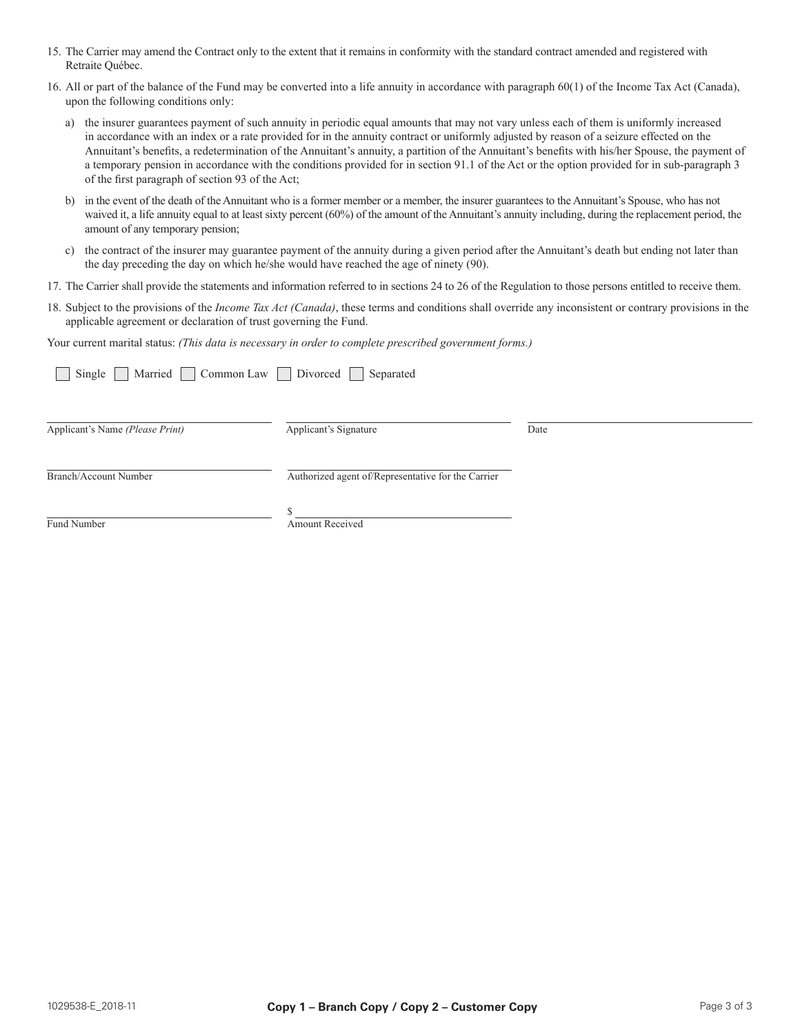15. The Carrier may amend the Contract only to the extent that it remains in conformity with the standard contract amended and registered with Retraite Québec.

16. All or part of the balance of the Fund may be converted into a life annuity in accordance with paragraph 60(1) of the Income Tax Act (Canada), upon the following conditions only:

    a) the insurer guarantees payment of such annuity in periodic equal amounts that may not vary unless each of them is uniformly increased in accordance with an index or a rate provided for in the annuity contract or uniformly adjusted by reason of a seizure effected on the Annuitant's benefits, a redetermination of the Annuitant's annuity, a partition of the Annuitant's benefits with his/her Spouse, the payment of a temporary pension in accordance with the conditions provided for in section 91.1 of the Act or the option provided for in sub-paragraph 3 of the first paragraph of section 93 of the Act;

    b) in the event of the death of the Annuitant who is a former member or a member, the insurer guarantees to the Annuitant's Spouse, who has not waived it, a life annuity equal to at least sixty percent (60%) of the amount of the Annuitant's annuity including, during the replacement period, the amount of any temporary pension;

    c) the contract of the insurer may guarantee payment of the annuity during a given period after the Annuitant's death but ending not later than the day preceding the day on which he/she would have reached the age of ninety (90).

17. The Carrier shall provide the statements and information referred to in sections 24 to 26 of the Regulation to those persons entitled to receive them.

18. Subject to the provisions of the *Income Tax Act (Canada)*, these terms and conditions shall override any inconsistent or contrary provisions in the applicable agreement or declaration of trust governing the Fund.

Your current marital status: *(This data is necessary in order to complete prescribed government forms.)*

☐ Single ☐ Married ☐ Common Law ☐ Divorced ☐ Separated

| | | |
|---|---|---|
| Applicant's Name *(Please Print)* | Applicant's Signature | Date |
| Branch/Account Number | Authorized agent of/Representative for the Carrier | |
| Fund Number | $ Amount Received | |

1029538-E_2018-11

**Copy 1 – Branch Copy / Copy 2 – Customer Copy**